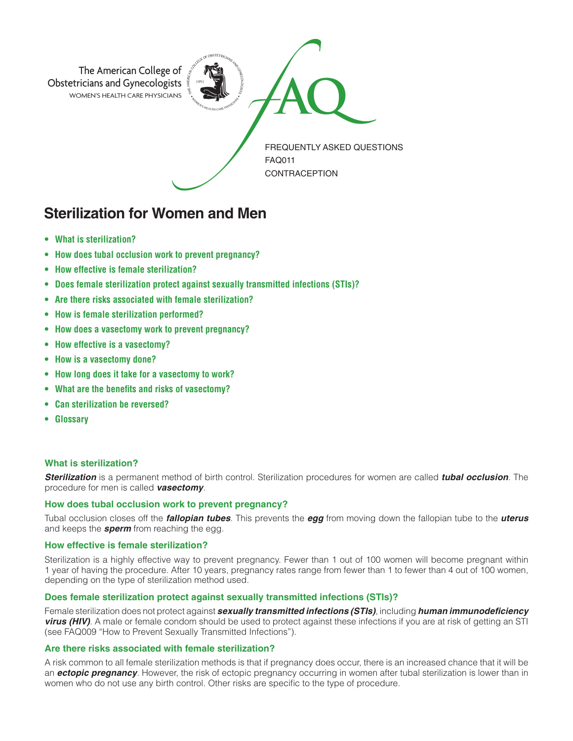The American College of Obstetricians and Gynecologists
WOMEN'S HEALTH CARE PHYSICIANS

FAQ

FREQUENTLY ASKED QUESTIONS
FAQ011
CONTRACEPTION

# Sterilization for Women and Men

- **What is sterilization?**
- **How does tubal occlusion work to prevent pregnancy?**
- **How effective is female sterilization?**
- **Does female sterilization protect against sexually transmitted infections (STIs)?**
- **Are there risks associated with female sterilization?**
- **How is female sterilization performed?**
- **How does a vasectomy work to prevent pregnancy?**
- **How effective is a vasectomy?**
- **How is a vasectomy done?**
- **How long does it take for a vasectomy to work?**
- **What are the benefits and risks of vasectomy?**
- **Can sterilization be reversed?**
- **Glossary**

### What is sterilization?

***Sterilization*** is a permanent method of birth control. Sterilization procedures for women are called ***tubal occlusion***. The procedure for men is called ***vasectomy***.

### How does tubal occlusion work to prevent pregnancy?

Tubal occlusion closes off the ***fallopian tubes***. This prevents the ***egg*** from moving down the fallopian tube to the ***uterus*** and keeps the ***sperm*** from reaching the egg.

### How effective is female sterilization?

Sterilization is a highly effective way to prevent pregnancy. Fewer than 1 out of 100 women will become pregnant within 1 year of having the procedure. After 10 years, pregnancy rates range from fewer than 1 to fewer than 4 out of 100 women, depending on the type of sterilization method used.

### Does female sterilization protect against sexually transmitted infections (STIs)?

Female sterilization does not protect against ***sexually transmitted infections (STIs)***, including ***human immunodeficiency virus (HIV)***. A male or female condom should be used to protect against these infections if you are at risk of getting an STI (see FAQ009 "How to Prevent Sexually Transmitted Infections").

### Are there risks associated with female sterilization?

A risk common to all female sterilization methods is that if pregnancy does occur, there is an increased chance that it will be an ***ectopic pregnancy***. However, the risk of ectopic pregnancy occurring in women after tubal sterilization is lower than in women who do not use any birth control. Other risks are specific to the type of procedure.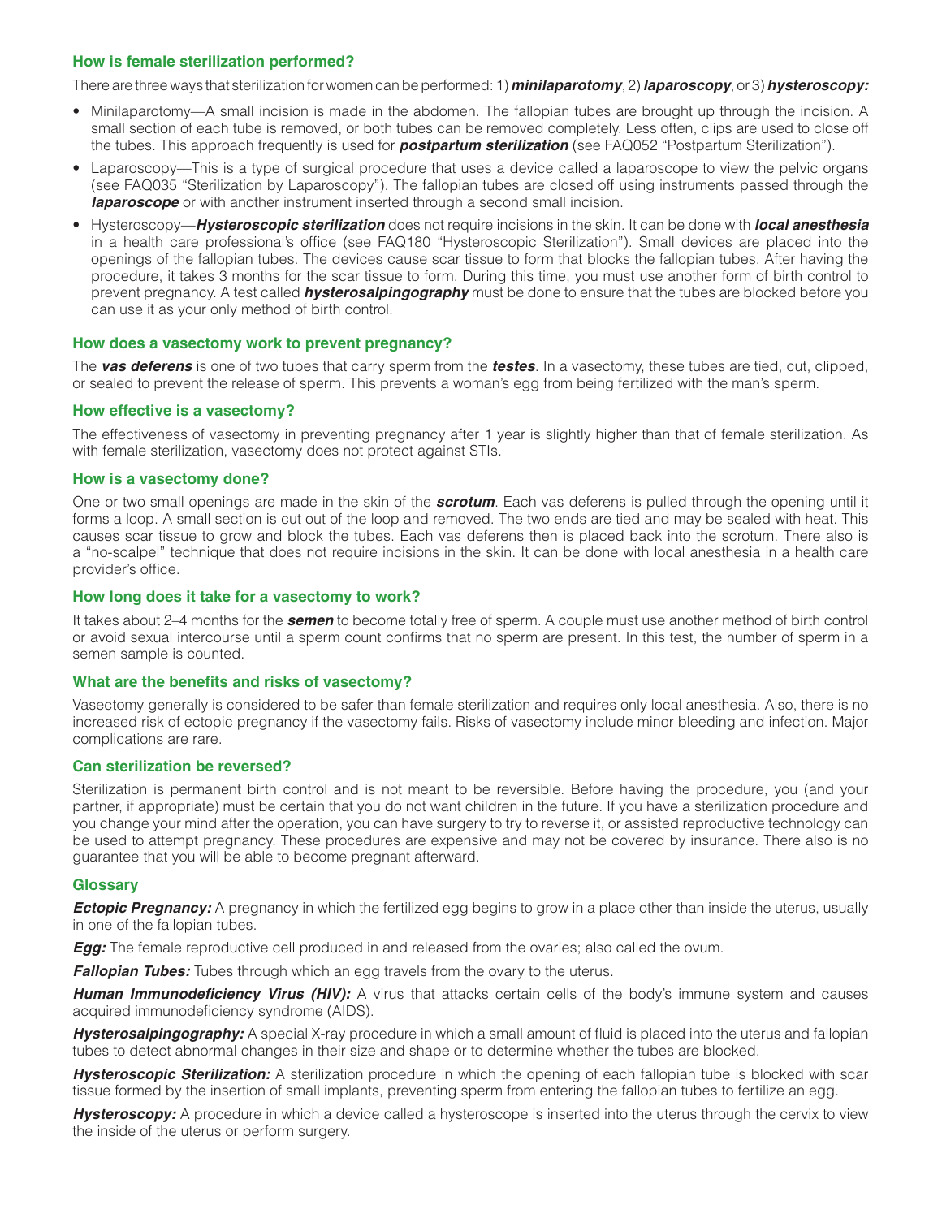### How is female sterilization performed?

There are three ways that sterilization for women can be performed: 1) ***minilaparotomy***, 2) ***laparoscopy***, or 3) ***hysteroscopy:***

- Minilaparotomy—A small incision is made in the abdomen. The fallopian tubes are brought up through the incision. A small section of each tube is removed, or both tubes can be removed completely. Less often, clips are used to close off the tubes. This approach frequently is used for ***postpartum sterilization*** (see FAQ052 "Postpartum Sterilization").
- Laparoscopy—This is a type of surgical procedure that uses a device called a laparoscope to view the pelvic organs (see FAQ035 "Sterilization by Laparoscopy"). The fallopian tubes are closed off using instruments passed through the ***laparoscope*** or with another instrument inserted through a second small incision.
- Hysteroscopy—***Hysteroscopic sterilization*** does not require incisions in the skin. It can be done with ***local anesthesia*** in a health care professional's office (see FAQ180 "Hysteroscopic Sterilization"). Small devices are placed into the openings of the fallopian tubes. The devices cause scar tissue to form that blocks the fallopian tubes. After having the procedure, it takes 3 months for the scar tissue to form. During this time, you must use another form of birth control to prevent pregnancy. A test called ***hysterosalpingography*** must be done to ensure that the tubes are blocked before you can use it as your only method of birth control.

### How does a vasectomy work to prevent pregnancy?

The ***vas deferens*** is one of two tubes that carry sperm from the ***testes***. In a vasectomy, these tubes are tied, cut, clipped, or sealed to prevent the release of sperm. This prevents a woman's egg from being fertilized with the man's sperm.

### How effective is a vasectomy?

The effectiveness of vasectomy in preventing pregnancy after 1 year is slightly higher than that of female sterilization. As with female sterilization, vasectomy does not protect against STIs.

### How is a vasectomy done?

One or two small openings are made in the skin of the ***scrotum***. Each vas deferens is pulled through the opening until it forms a loop. A small section is cut out of the loop and removed. The two ends are tied and may be sealed with heat. This causes scar tissue to grow and block the tubes. Each vas deferens then is placed back into the scrotum. There also is a "no-scalpel" technique that does not require incisions in the skin. It can be done with local anesthesia in a health care provider's office.

### How long does it take for a vasectomy to work?

It takes about 2–4 months for the ***semen*** to become totally free of sperm. A couple must use another method of birth control or avoid sexual intercourse until a sperm count confirms that no sperm are present. In this test, the number of sperm in a semen sample is counted.

### What are the benefits and risks of vasectomy?

Vasectomy generally is considered to be safer than female sterilization and requires only local anesthesia. Also, there is no increased risk of ectopic pregnancy if the vasectomy fails. Risks of vasectomy include minor bleeding and infection. Major complications are rare.

### Can sterilization be reversed?

Sterilization is permanent birth control and is not meant to be reversible. Before having the procedure, you (and your partner, if appropriate) must be certain that you do not want children in the future. If you have a sterilization procedure and you change your mind after the operation, you can have surgery to try to reverse it, or assisted reproductive technology can be used to attempt pregnancy. These procedures are expensive and may not be covered by insurance. There also is no guarantee that you will be able to become pregnant afterward.

### Glossary

***Ectopic Pregnancy:*** A pregnancy in which the fertilized egg begins to grow in a place other than inside the uterus, usually in one of the fallopian tubes.

***Egg:*** The female reproductive cell produced in and released from the ovaries; also called the ovum.

***Fallopian Tubes:*** Tubes through which an egg travels from the ovary to the uterus.

***Human Immunodeficiency Virus (HIV):*** A virus that attacks certain cells of the body's immune system and causes acquired immunodeficiency syndrome (AIDS).

***Hysterosalpingography:*** A special X-ray procedure in which a small amount of fluid is placed into the uterus and fallopian tubes to detect abnormal changes in their size and shape or to determine whether the tubes are blocked.

***Hysteroscopic Sterilization:*** A sterilization procedure in which the opening of each fallopian tube is blocked with scar tissue formed by the insertion of small implants, preventing sperm from entering the fallopian tubes to fertilize an egg.

***Hysteroscopy:*** A procedure in which a device called a hysteroscope is inserted into the uterus through the cervix to view the inside of the uterus or perform surgery.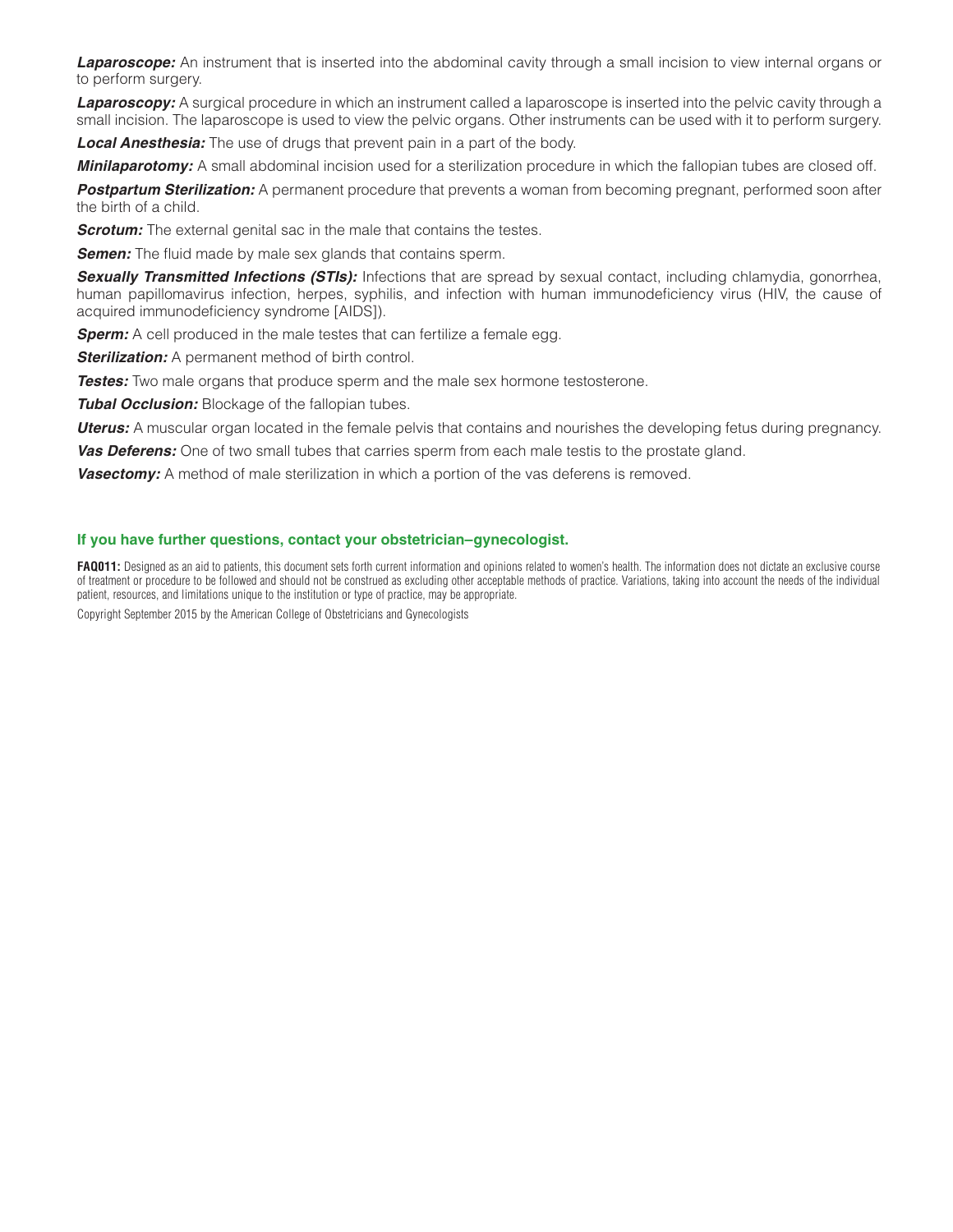***Laparoscope:*** An instrument that is inserted into the abdominal cavity through a small incision to view internal organs or to perform surgery.

***Laparoscopy:*** A surgical procedure in which an instrument called a laparoscope is inserted into the pelvic cavity through a small incision. The laparoscope is used to view the pelvic organs. Other instruments can be used with it to perform surgery.

***Local Anesthesia:*** The use of drugs that prevent pain in a part of the body.

***Minilaparotomy:*** A small abdominal incision used for a sterilization procedure in which the fallopian tubes are closed off.

***Postpartum Sterilization:*** A permanent procedure that prevents a woman from becoming pregnant, performed soon after the birth of a child.

***Scrotum:*** The external genital sac in the male that contains the testes.

***Semen:*** The fluid made by male sex glands that contains sperm.

***Sexually Transmitted Infections (STIs):*** Infections that are spread by sexual contact, including chlamydia, gonorrhea, human papillomavirus infection, herpes, syphilis, and infection with human immunodeficiency virus (HIV, the cause of acquired immunodeficiency syndrome [AIDS]).

***Sperm:*** A cell produced in the male testes that can fertilize a female egg.

***Sterilization:*** A permanent method of birth control.

***Testes:*** Two male organs that produce sperm and the male sex hormone testosterone.

***Tubal Occlusion:*** Blockage of the fallopian tubes.

***Uterus:*** A muscular organ located in the female pelvis that contains and nourishes the developing fetus during pregnancy.

***Vas Deferens:*** One of two small tubes that carries sperm from each male testis to the prostate gland.

***Vasectomy:*** A method of male sterilization in which a portion of the vas deferens is removed.

**If you have further questions, contact your obstetrician–gynecologist.**

**FAQ011:** Designed as an aid to patients, this document sets forth current information and opinions related to women's health. The information does not dictate an exclusive course of treatment or procedure to be followed and should not be construed as excluding other acceptable methods of practice. Variations, taking into account the needs of the individual patient, resources, and limitations unique to the institution or type of practice, may be appropriate.

Copyright September 2015 by the American College of Obstetricians and Gynecologists